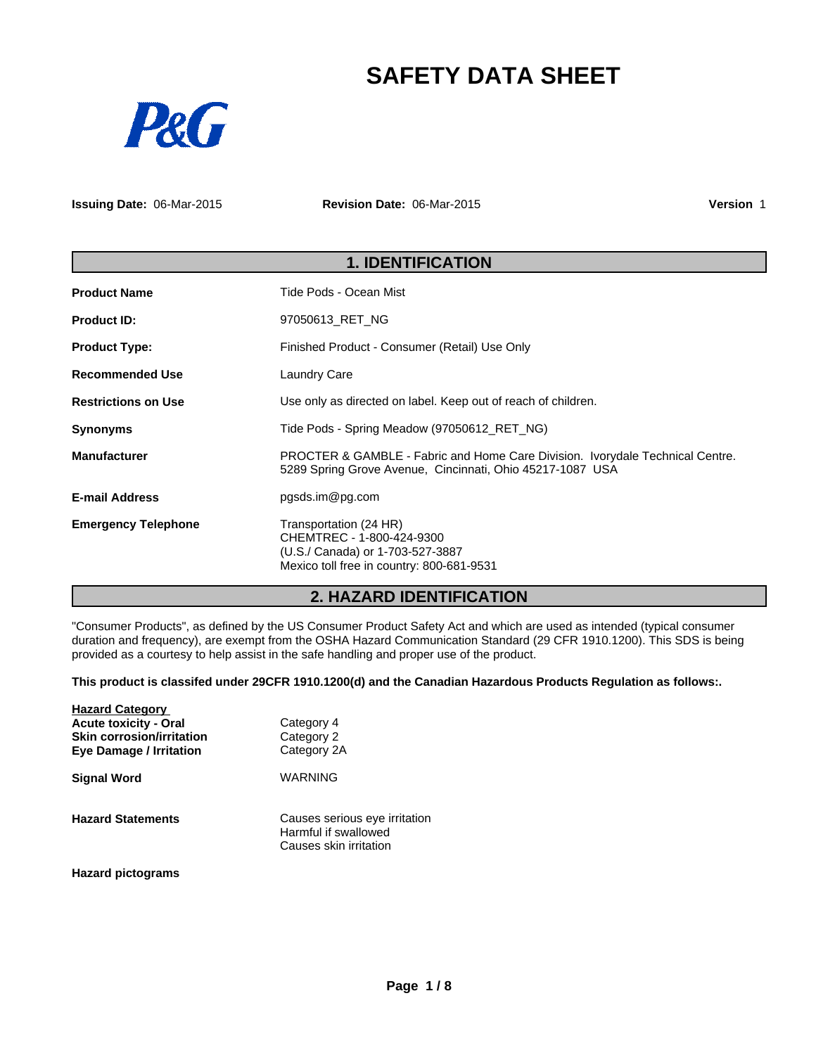# SAFETY DATA SHEET

P&G

**Issuing Date:** 06-Mar-2015 **Revision Date:** 06-Mar-2015 **Version** 1

## 1. IDENTIFICATION

| | |
|---|---|
| **Product Name** | Tide Pods - Ocean Mist |
| **Product ID:** | 97050613_RET_NG |
| **Product Type:** | Finished Product - Consumer (Retail) Use Only |
| **Recommended Use** | Laundry Care |
| **Restrictions on Use** | Use only as directed on label. Keep out of reach of children. |
| **Synonyms** | Tide Pods - Spring Meadow (97050612_RET_NG) |
| **Manufacturer** | PROCTER & GAMBLE - Fabric and Home Care Division. Ivorydale Technical Centre. 5289 Spring Grove Avenue, Cincinnati, Ohio 45217-1087 USA |
| **E-mail Address** | pgsds.im@pg.com |
| **Emergency Telephone** | Transportation (24 HR)<br>CHEMTREC - 1-800-424-9300<br>(U.S./ Canada) or 1-703-527-3887<br>Mexico toll free in country: 800-681-9531 |

## 2. HAZARD IDENTIFICATION

"Consumer Products", as defined by the US Consumer Product Safety Act and which are used as intended (typical consumer duration and frequency), are exempt from the OSHA Hazard Communication Standard (29 CFR 1910.1200). This SDS is being provided as a courtesy to help assist in the safe handling and proper use of the product.

**This product is classifed under 29CFR 1910.1200(d) and the Canadian Hazardous Products Regulation as follows:.**

| **Hazard Category** | |
|---|---|
| **Acute toxicity - Oral** | Category 4 |
| **Skin corrosion/irritation** | Category 2 |
| **Eye Damage / Irritation** | Category 2A |

**Signal Word** WARNING

**Hazard Statements**
Causes serious eye irritation
Harmful if swallowed
Causes skin irritation

**Hazard pictograms**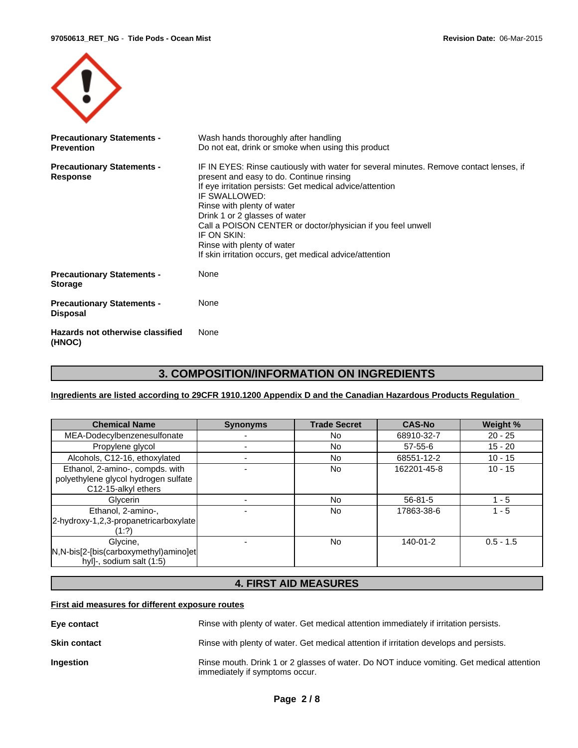**Precautionary Statements - Prevention**

Wash hands thoroughly after handling
Do not eat, drink or smoke when using this product

**Precautionary Statements - Response**

IF IN EYES: Rinse cautiously with water for several minutes. Remove contact lenses, if present and easy to do. Continue rinsing
If eye irritation persists: Get medical advice/attention
IF SWALLOWED:
Rinse with plenty of water
Drink 1 or 2 glasses of water
Call a POISON CENTER or doctor/physician if you feel unwell
IF ON SKIN:
Rinse with plenty of water
If skin irritation occurs, get medical advice/attention

**Precautionary Statements - Storage**

None

**Precautionary Statements - Disposal**

None

**Hazards not otherwise classified (HNOC)**

None

## 3. COMPOSITION/INFORMATION ON INGREDIENTS

**Ingredients are listed according to 29CFR 1910.1200 Appendix D and the Canadian Hazardous Products Regulation**

| Chemical Name | Synonyms | Trade Secret | CAS-No | Weight % |
|---|---|---|---|---|
| MEA-Dodecylbenzenesulfonate | - | No | 68910-32-7 | 20 - 25 |
| Propylene glycol | - | No | 57-55-6 | 15 - 20 |
| Alcohols, C12-16, ethoxylated | - | No | 68551-12-2 | 10 - 15 |
| Ethanol, 2-amino-, compds. with polyethylene glycol hydrogen sulfate C12-15-alkyl ethers | - | No | 162201-45-8 | 10 - 15 |
| Glycerin | - | No | 56-81-5 | 1 - 5 |
| Ethanol, 2-amino-, 2-hydroxy-1,2,3-propanetricarboxylate (1:?) | - | No | 17863-38-6 | 1 - 5 |
| Glycine, N,N-bis[2-[bis(carboxymethyl)amino]ethyl]-, sodium salt (1:5) | - | No | 140-01-2 | 0.5 - 1.5 |

## 4. FIRST AID MEASURES

**First aid measures for different exposure routes**

**Eye contact** Rinse with plenty of water. Get medical attention immediately if irritation persists.

**Skin contact** Rinse with plenty of water. Get medical attention if irritation develops and persists.

**Ingestion** Rinse mouth. Drink 1 or 2 glasses of water. Do NOT induce vomiting. Get medical attention immediately if symptoms occur.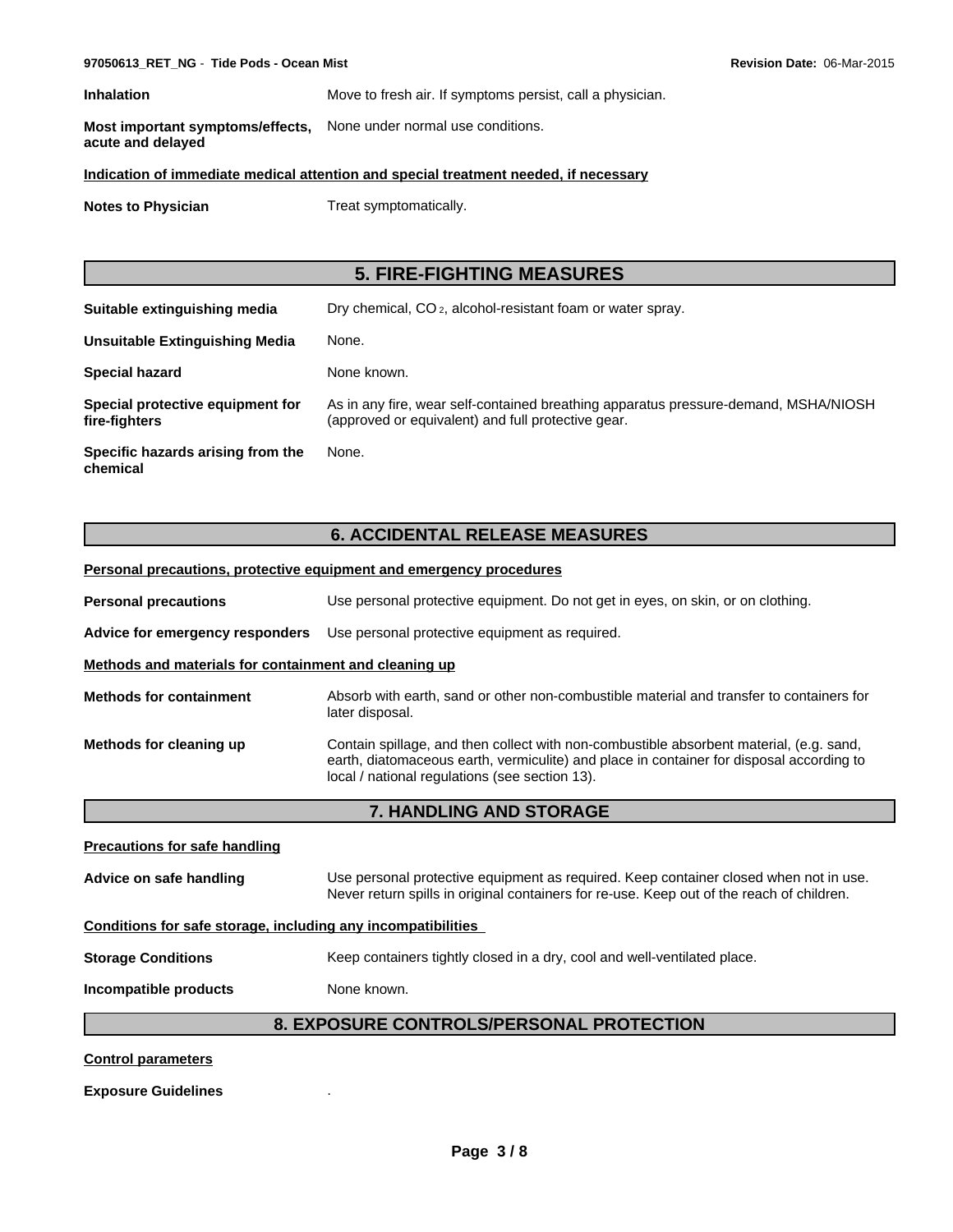**Inhalation** Move to fresh air. If symptoms persist, call a physician.

**Most important symptoms/effects, acute and delayed** None under normal use conditions.

**Indication of immediate medical attention and special treatment needed, if necessary**

**Notes to Physician** Treat symptomatically.

## 5. FIRE-FIGHTING MEASURES

**Suitable extinguishing media** Dry chemical, $CO_2$, alcohol-resistant foam or water spray.

**Unsuitable Extinguishing Media** None.

**Special hazard** None known.

**Special protective equipment for fire-fighters** As in any fire, wear self-contained breathing apparatus pressure-demand, MSHA/NIOSH (approved or equivalent) and full protective gear.

**Specific hazards arising from the chemical** None.

## 6. ACCIDENTAL RELEASE MEASURES

**Personal precautions, protective equipment and emergency procedures**

**Personal precautions** Use personal protective equipment. Do not get in eyes, on skin, or on clothing.

**Advice for emergency responders** Use personal protective equipment as required.

**Methods and materials for containment and cleaning up**

**Methods for containment** Absorb with earth, sand or other non-combustible material and transfer to containers for later disposal.

**Methods for cleaning up** Contain spillage, and then collect with non-combustible absorbent material, (e.g. sand, earth, diatomaceous earth, vermiculite) and place in container for disposal according to local / national regulations (see section 13).

## 7. HANDLING AND STORAGE

**Precautions for safe handling**

**Advice on safe handling** Use personal protective equipment as required. Keep container closed when not in use. Never return spills in original containers for re-use. Keep out of the reach of children.

**Conditions for safe storage, including any incompatibilities**

**Storage Conditions** Keep containers tightly closed in a dry, cool and well-ventilated place.

**Incompatible products** None known.

## 8. EXPOSURE CONTROLS/PERSONAL PROTECTION

**Control parameters**

**Exposure Guidelines** .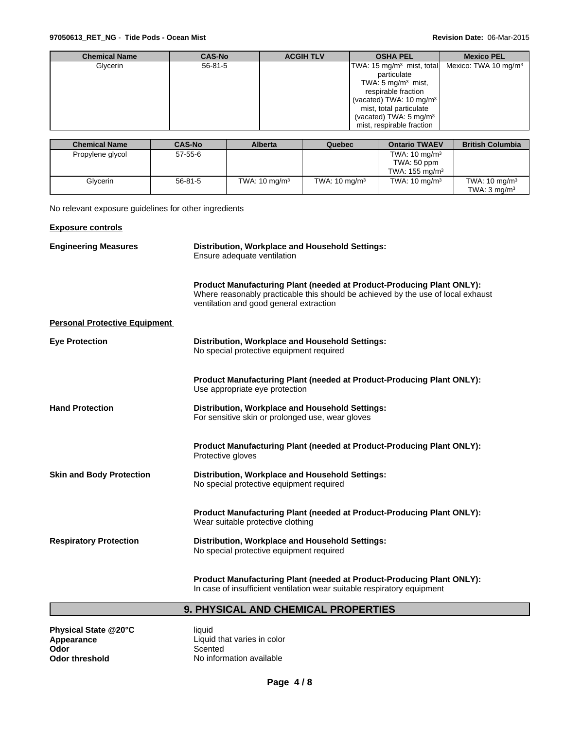| Chemical Name | CAS-No | ACGIH TLV | OSHA PEL | Mexico PEL |
|---|---|---|---|---|
| Glycerin | 56-81-5 | | TWA: 15 mg/m$^3$ mist, total particulate<br>TWA: 5 mg/m$^3$ mist, respirable fraction<br>(vacated) TWA: 10 mg/m$^3$ mist, total particulate<br>(vacated) TWA: 5 mg/m$^3$ mist, respirable fraction | Mexico: TWA 10 mg/m$^3$ |

| Chemical Name | CAS-No | Alberta | Quebec | Ontario TWAEV | British Columbia |
|---|---|---|---|---|---|
| Propylene glycol | 57-55-6 | | | TWA: 10 mg/m$^3$<br>TWA: 50 ppm<br>TWA: 155 mg/m$^3$ | |
| Glycerin | 56-81-5 | TWA: 10 mg/m$^3$ | TWA: 10 mg/m$^3$ | TWA: 10 mg/m$^3$ | TWA: 10 mg/m$^3$<br>TWA: 3 mg/m$^3$ |

No relevant exposure guidelines for other ingredients

**Exposure controls**

**Engineering Measures**

**Distribution, Workplace and Household Settings:**
Ensure adequate ventilation

**Product Manufacturing Plant (needed at Product-Producing Plant ONLY):**
Where reasonably practicable this should be achieved by the use of local exhaust ventilation and good general extraction

**Personal Protective Equipment**

**Eye Protection**

**Distribution, Workplace and Household Settings:**
No special protective equipment required

**Product Manufacturing Plant (needed at Product-Producing Plant ONLY):**
Use appropriate eye protection

**Hand Protection**

**Distribution, Workplace and Household Settings:**
For sensitive skin or prolonged use, wear gloves

**Product Manufacturing Plant (needed at Product-Producing Plant ONLY):**
Protective gloves

**Skin and Body Protection**

**Distribution, Workplace and Household Settings:**
No special protective equipment required

**Product Manufacturing Plant (needed at Product-Producing Plant ONLY):**
Wear suitable protective clothing

**Respiratory Protection**

**Distribution, Workplace and Household Settings:**
No special protective equipment required

**Product Manufacturing Plant (needed at Product-Producing Plant ONLY):**
In case of insufficient ventilation wear suitable respiratory equipment

## 9. PHYSICAL AND CHEMICAL PROPERTIES

**Physical State @20°C** liquid
**Appearance** Liquid that varies in color
**Odor** Scented
**Odor threshold** No information available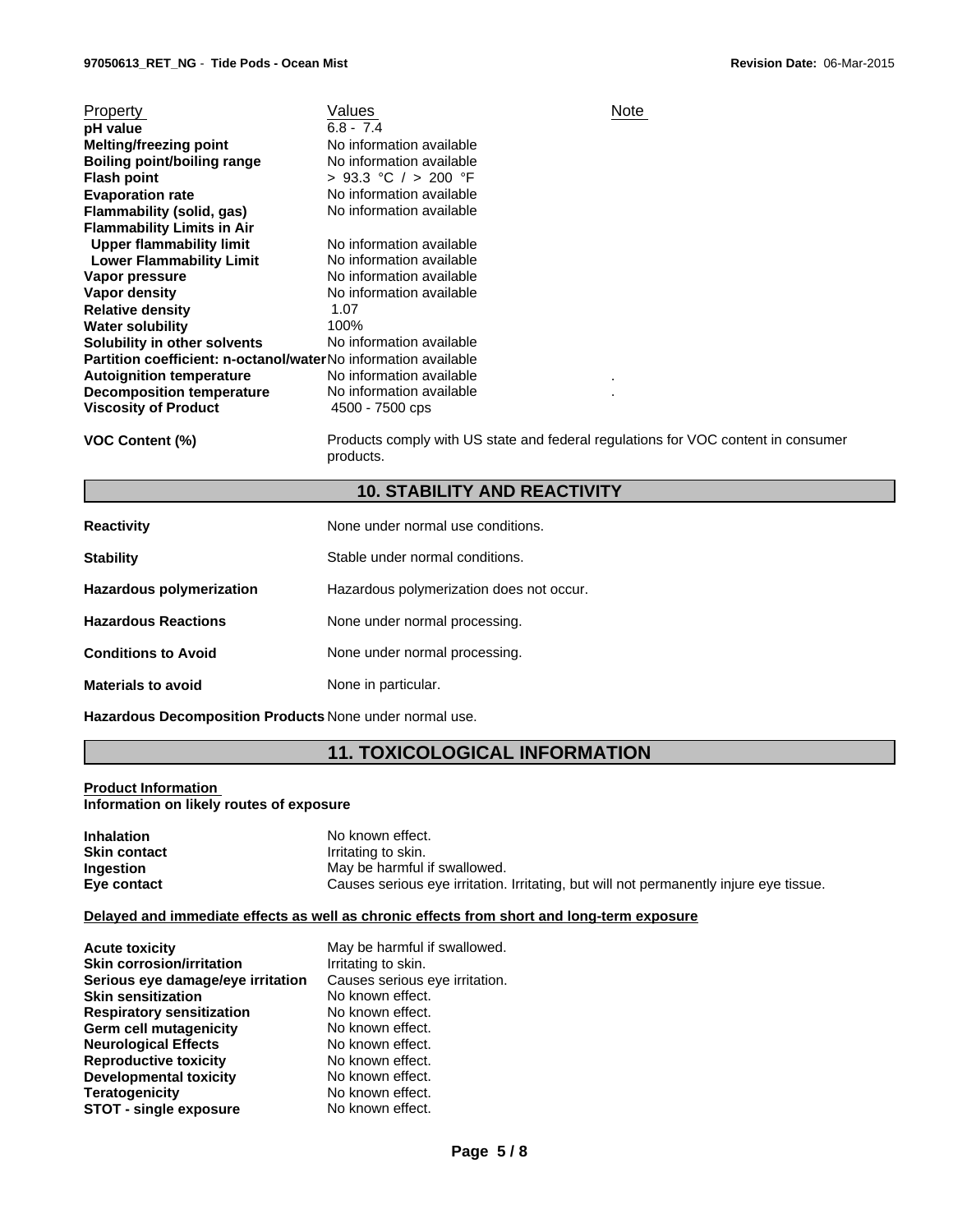| Property | Values | Note |
| --- | --- | --- |
| **pH value** | 6.8 - 7.4 | |
| **Melting/freezing point** | No information available | |
| **Boiling point/boiling range** | No information available | |
| **Flash point** | > 93.3 °C / > 200 °F | |
| **Evaporation rate** | No information available | |
| **Flammability (solid, gas)** | No information available | |
| **Flammability Limits in Air** | | |
| **Upper flammability limit** | No information available | |
| **Lower Flammability Limit** | No information available | |
| **Vapor pressure** | No information available | |
| **Vapor density** | No information available | |
| **Relative density** | 1.07 | |
| **Water solubility** | 100% | |
| **Solubility in other solvents** | No information available | |
| **Partition coefficient: n-octanol/water** | No information available | |
| **Autoignition temperature** | No information available | . |
| **Decomposition temperature** | No information available | . |
| **Viscosity of Product** | 4500 - 7500 cps | |

**VOC Content (%)** Products comply with US state and federal regulations for VOC content in consumer products.

## 10. STABILITY AND REACTIVITY

**Reactivity** None under normal use conditions.

**Stability** Stable under normal conditions.

**Hazardous polymerization** Hazardous polymerization does not occur.

**Hazardous Reactions** None under normal processing.

**Conditions to Avoid** None under normal processing.

**Materials to avoid** None in particular.

**Hazardous Decomposition Products** None under normal use.

## 11. TOXICOLOGICAL INFORMATION

**Product Information**
**Information on likely routes of exposure**

**Inhalation** No known effect.
**Skin contact** Irritating to skin.
**Ingestion** May be harmful if swallowed.
**Eye contact** Causes serious eye irritation. Irritating, but will not permanently injure eye tissue.

**Delayed and immediate effects as well as chronic effects from short and long-term exposure**

**Acute toxicity** May be harmful if swallowed.
**Skin corrosion/irritation** Irritating to skin.
**Serious eye damage/eye irritation** Causes serious eye irritation.
**Skin sensitization** No known effect.
**Respiratory sensitization** No known effect.
**Germ cell mutagenicity** No known effect.
**Neurological Effects** No known effect.
**Reproductive toxicity** No known effect.
**Developmental toxicity** No known effect.
**Teratogenicity** No known effect.
**STOT - single exposure** No known effect.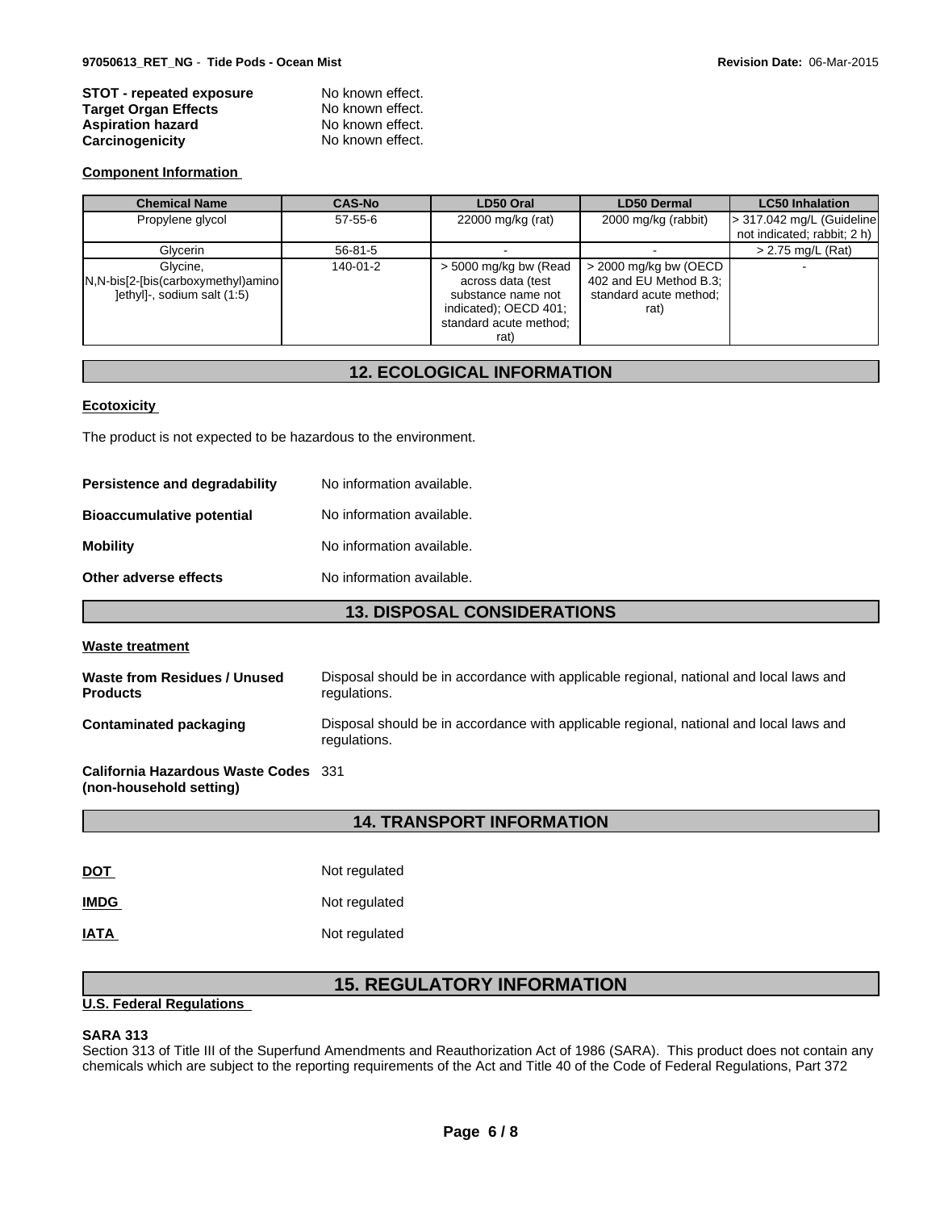| | |
|---|---|
| **STOT - repeated exposure** | No known effect. |
| **Target Organ Effects** | No known effect. |
| **Aspiration hazard** | No known effect. |
| **Carcinogenicity** | No known effect. |

**Component Information**

| Chemical Name | CAS-No | LD50 Oral | LD50 Dermal | LC50 Inhalation |
|---|---|---|---|---|
| Propylene glycol | 57-55-6 | 22000 mg/kg (rat) | 2000 mg/kg (rabbit) | > 317.042 mg/L (Guideline not indicated; rabbit; 2 h) |
| Glycerin | 56-81-5 | - | - | > 2.75 mg/L (Rat) |
| Glycine, N,N-bis[2-[bis(carboxymethyl)amino]ethyl]-, sodium salt (1:5) | 140-01-2 | > 5000 mg/kg bw (Read across data (test substance name not indicated); OECD 401; standard acute method; rat) | > 2000 mg/kg bw (OECD 402 and EU Method B.3; standard acute method; rat) | - |

## 12. ECOLOGICAL INFORMATION

**Ecotoxicity**

The product is not expected to be hazardous to the environment.

| | |
|---|---|
| **Persistence and degradability** | No information available. |
| **Bioaccumulative potential** | No information available. |
| **Mobility** | No information available. |
| **Other adverse effects** | No information available. |

## 13. DISPOSAL CONSIDERATIONS

**Waste treatment**

| | |
|---|---|
| **Waste from Residues / Unused Products** | Disposal should be in accordance with applicable regional, national and local laws and regulations. |
| **Contaminated packaging** | Disposal should be in accordance with applicable regional, national and local laws and regulations. |
| **California Hazardous Waste Codes (non-household setting)** | 331 |

## 14. TRANSPORT INFORMATION

| | |
|---|---|
| **DOT** | Not regulated |
| **IMDG** | Not regulated |
| **IATA** | Not regulated |

## 15. REGULATORY INFORMATION

**U.S. Federal Regulations**

**SARA 313**

Section 313 of Title III of the Superfund Amendments and Reauthorization Act of 1986 (SARA). This product does not contain any chemicals which are subject to the reporting requirements of the Act and Title 40 of the Code of Federal Regulations, Part 372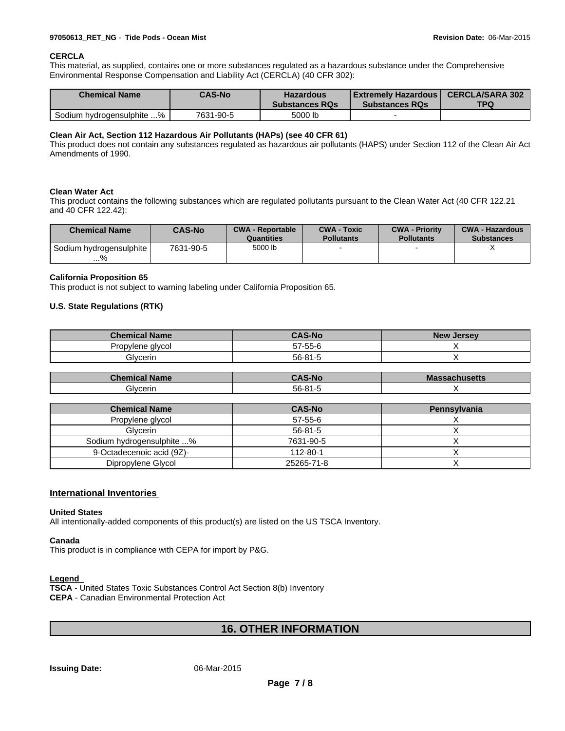**CERCLA**

This material, as supplied, contains one or more substances regulated as a hazardous substance under the Comprehensive Environmental Response Compensation and Liability Act (CERCLA) (40 CFR 302):

| Chemical Name | CAS-No | Hazardous Substances RQs | Extremely Hazardous Substances RQs | CERCLA/SARA 302 TPQ |
|---|---|---|---|---|
| Sodium hydrogensulphite ...% | 7631-90-5 | 5000 lb | - | |

**Clean Air Act, Section 112 Hazardous Air Pollutants (HAPs) (see 40 CFR 61)**

This product does not contain any substances regulated as hazardous air pollutants (HAPS) under Section 112 of the Clean Air Act Amendments of 1990.

**Clean Water Act**

This product contains the following substances which are regulated pollutants pursuant to the Clean Water Act (40 CFR 122.21 and 40 CFR 122.42):

| Chemical Name | CAS-No | CWA - Reportable Quantities | CWA - Toxic Pollutants | CWA - Priority Pollutants | CWA - Hazardous Substances |
|---|---|---|---|---|---|
| Sodium hydrogensulphite ...% | 7631-90-5 | 5000 lb | - | - | X |

**California Proposition 65**

This product is not subject to warning labeling under California Proposition 65.

**U.S. State Regulations (RTK)**

| Chemical Name | CAS-No | New Jersey |
|---|---|---|
| Propylene glycol | 57-55-6 | X |
| Glycerin | 56-81-5 | X |

| Chemical Name | CAS-No | Massachusetts |
|---|---|---|
| Glycerin | 56-81-5 | X |

| Chemical Name | CAS-No | Pennsylvania |
|---|---|---|
| Propylene glycol | 57-55-6 | X |
| Glycerin | 56-81-5 | X |
| Sodium hydrogensulphite ...% | 7631-90-5 | X |
| 9-Octadecenoic acid (9Z)- | 112-80-1 | X |
| Dipropylene Glycol | 25265-71-8 | X |

## International Inventories

**United States**

All intentionally-added components of this product(s) are listed on the US TSCA Inventory.

**Canada**

This product is in compliance with CEPA for import by P&G.

**Legend**

**TSCA** - United States Toxic Substances Control Act Section 8(b) Inventory
**CEPA** - Canadian Environmental Protection Act

## 16. OTHER INFORMATION

**Issuing Date:** 06-Mar-2015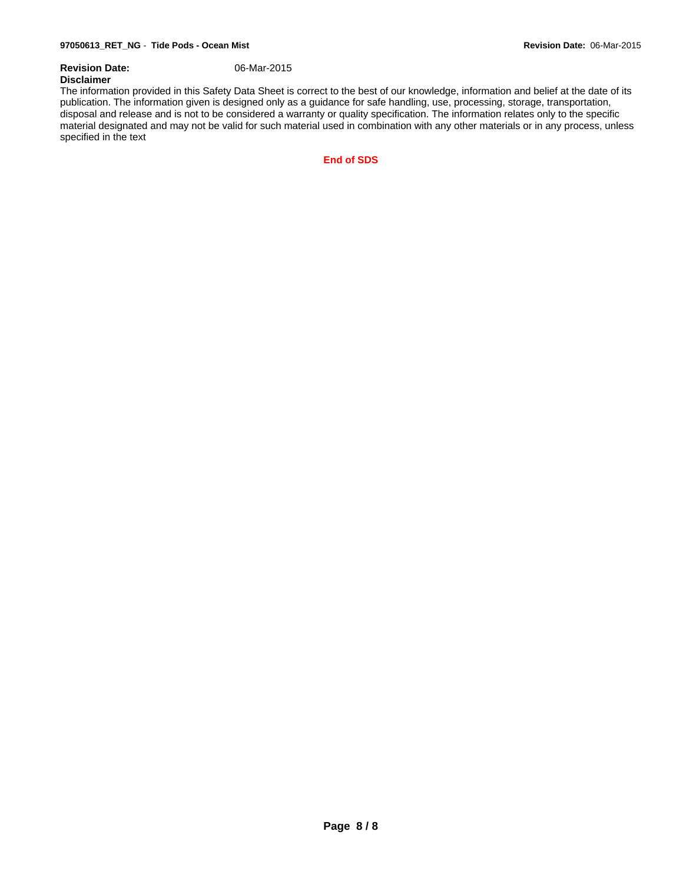**Revision Date:** 06-Mar-2015

**Disclaimer**

The information provided in this Safety Data Sheet is correct to the best of our knowledge, information and belief at the date of its publication. The information given is designed only as a guidance for safe handling, use, processing, storage, transportation, disposal and release and is not to be considered a warranty or quality specification. The information relates only to the specific material designated and may not be valid for such material used in combination with any other materials or in any process, unless specified in the text

**End of SDS**